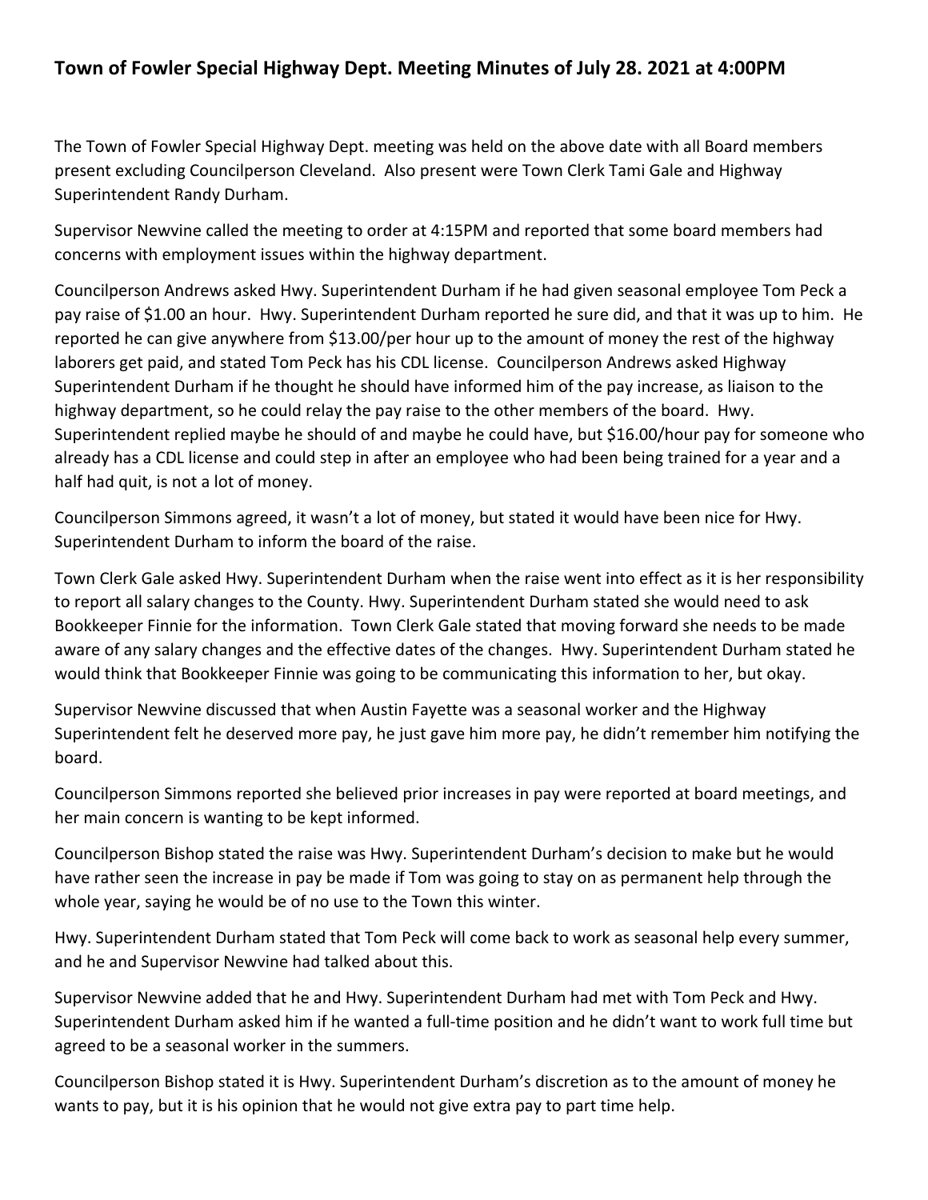## Town of Fowler Special Highway Dept. Meeting Minutes of July 28. 2021 at 4:00PM

The Town of Fowler Special Highway Dept. meeting was held on the above date with all Board members present excluding Councilperson Cleveland. Also present were Town Clerk Tami Gale and Highway Superintendent Randy Durham.

Supervisor Newvine called the meeting to order at 4:15PM and reported that some board members had concerns with employment issues within the highway department.

Councilperson Andrews asked Hwy. Superintendent Durham if he had given seasonal employee Tom Peck a pay raise of $1.00 an hour. Hwy. Superintendent Durham reported he sure did, and that it was up to him. He reported he can give anywhere from $13.00/per hour up to the amount of money the rest of the highway laborers get paid, and stated Tom Peck has his CDL license. Councilperson Andrews asked Highway Superintendent Durham if he thought he should have informed him of the pay increase, as liaison to the highway department, so he could relay the pay raise to the other members of the board. Hwy. Superintendent replied maybe he should of and maybe he could have, but $16.00/hour pay for someone who already has a CDL license and could step in after an employee who had been being trained for a year and a half had quit, is not a lot of money.

Councilperson Simmons agreed, it wasn't a lot of money, but stated it would have been nice for Hwy. Superintendent Durham to inform the board of the raise.

Town Clerk Gale asked Hwy. Superintendent Durham when the raise went into effect as it is her responsibility to report all salary changes to the County. Hwy. Superintendent Durham stated she would need to ask Bookkeeper Finnie for the information. Town Clerk Gale stated that moving forward she needs to be made aware of any salary changes and the effective dates of the changes. Hwy. Superintendent Durham stated he would think that Bookkeeper Finnie was going to be communicating this information to her, but okay.

Supervisor Newvine discussed that when Austin Fayette was a seasonal worker and the Highway Superintendent felt he deserved more pay, he just gave him more pay, he didn't remember him notifying the board.

Councilperson Simmons reported she believed prior increases in pay were reported at board meetings, and her main concern is wanting to be kept informed.

Councilperson Bishop stated the raise was Hwy. Superintendent Durham's decision to make but he would have rather seen the increase in pay be made if Tom was going to stay on as permanent help through the whole year, saying he would be of no use to the Town this winter.

Hwy. Superintendent Durham stated that Tom Peck will come back to work as seasonal help every summer, and he and Supervisor Newvine had talked about this.

Supervisor Newvine added that he and Hwy. Superintendent Durham had met with Tom Peck and Hwy. Superintendent Durham asked him if he wanted a full-time position and he didn't want to work full time but agreed to be a seasonal worker in the summers.

Councilperson Bishop stated it is Hwy. Superintendent Durham's discretion as to the amount of money he wants to pay, but it is his opinion that he would not give extra pay to part time help.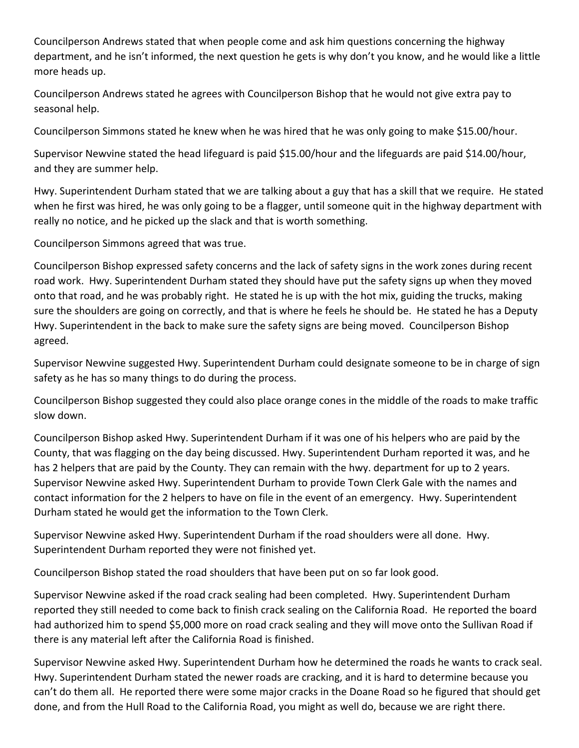Councilperson Andrews stated that when people come and ask him questions concerning the highway department, and he isn't informed, the next question he gets is why don't you know, and he would like a little more heads up.

Councilperson Andrews stated he agrees with Councilperson Bishop that he would not give extra pay to seasonal help.

Councilperson Simmons stated he knew when he was hired that he was only going to make $15.00/hour.

Supervisor Newvine stated the head lifeguard is paid $15.00/hour and the lifeguards are paid $14.00/hour, and they are summer help.

Hwy. Superintendent Durham stated that we are talking about a guy that has a skill that we require. He stated when he first was hired, he was only going to be a flagger, until someone quit in the highway department with really no notice, and he picked up the slack and that is worth something.

Councilperson Simmons agreed that was true.

Councilperson Bishop expressed safety concerns and the lack of safety signs in the work zones during recent road work. Hwy. Superintendent Durham stated they should have put the safety signs up when they moved onto that road, and he was probably right. He stated he is up with the hot mix, guiding the trucks, making sure the shoulders are going on correctly, and that is where he feels he should be. He stated he has a Deputy Hwy. Superintendent in the back to make sure the safety signs are being moved. Councilperson Bishop agreed.

Supervisor Newvine suggested Hwy. Superintendent Durham could designate someone to be in charge of sign safety as he has so many things to do during the process.

Councilperson Bishop suggested they could also place orange cones in the middle of the roads to make traffic slow down.

Councilperson Bishop asked Hwy. Superintendent Durham if it was one of his helpers who are paid by the County, that was flagging on the day being discussed. Hwy. Superintendent Durham reported it was, and he has 2 helpers that are paid by the County. They can remain with the hwy. department for up to 2 years. Supervisor Newvine asked Hwy. Superintendent Durham to provide Town Clerk Gale with the names and contact information for the 2 helpers to have on file in the event of an emergency. Hwy. Superintendent Durham stated he would get the information to the Town Clerk.

Supervisor Newvine asked Hwy. Superintendent Durham if the road shoulders were all done. Hwy. Superintendent Durham reported they were not finished yet.

Councilperson Bishop stated the road shoulders that have been put on so far look good.

Supervisor Newvine asked if the road crack sealing had been completed. Hwy. Superintendent Durham reported they still needed to come back to finish crack sealing on the California Road. He reported the board had authorized him to spend $5,000 more on road crack sealing and they will move onto the Sullivan Road if there is any material left after the California Road is finished.

Supervisor Newvine asked Hwy. Superintendent Durham how he determined the roads he wants to crack seal. Hwy. Superintendent Durham stated the newer roads are cracking, and it is hard to determine because you can't do them all. He reported there were some major cracks in the Doane Road so he figured that should get done, and from the Hull Road to the California Road, you might as well do, because we are right there.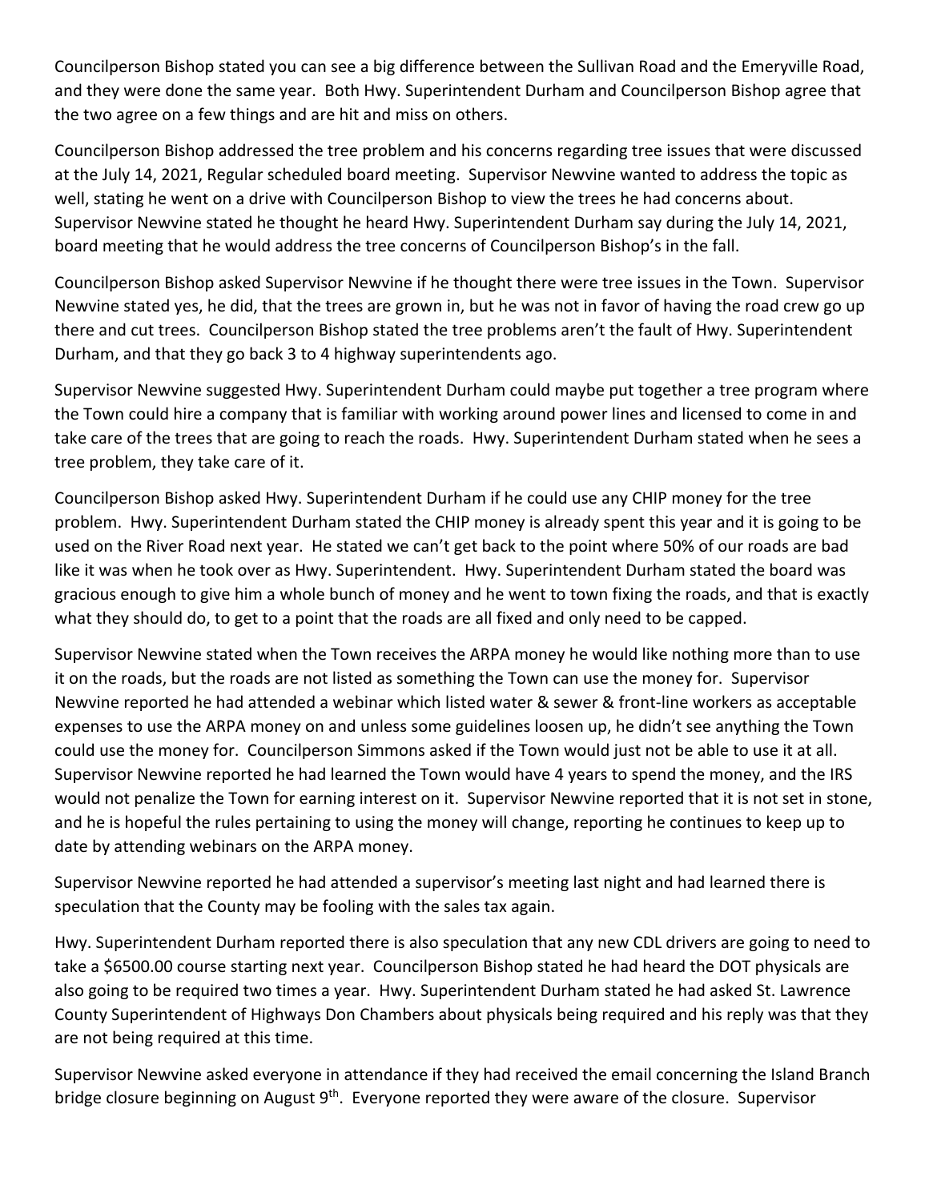Councilperson Bishop stated you can see a big difference between the Sullivan Road and the Emeryville Road, and they were done the same year. Both Hwy. Superintendent Durham and Councilperson Bishop agree that the two agree on a few things and are hit and miss on others.

Councilperson Bishop addressed the tree problem and his concerns regarding tree issues that were discussed at the July 14, 2021, Regular scheduled board meeting. Supervisor Newvine wanted to address the topic as well, stating he went on a drive with Councilperson Bishop to view the trees he had concerns about. Supervisor Newvine stated he thought he heard Hwy. Superintendent Durham say during the July 14, 2021, board meeting that he would address the tree concerns of Councilperson Bishop's in the fall.

Councilperson Bishop asked Supervisor Newvine if he thought there were tree issues in the Town. Supervisor Newvine stated yes, he did, that the trees are grown in, but he was not in favor of having the road crew go up there and cut trees. Councilperson Bishop stated the tree problems aren't the fault of Hwy. Superintendent Durham, and that they go back 3 to 4 highway superintendents ago.

Supervisor Newvine suggested Hwy. Superintendent Durham could maybe put together a tree program where the Town could hire a company that is familiar with working around power lines and licensed to come in and take care of the trees that are going to reach the roads. Hwy. Superintendent Durham stated when he sees a tree problem, they take care of it.

Councilperson Bishop asked Hwy. Superintendent Durham if he could use any CHIP money for the tree problem. Hwy. Superintendent Durham stated the CHIP money is already spent this year and it is going to be used on the River Road next year. He stated we can't get back to the point where 50% of our roads are bad like it was when he took over as Hwy. Superintendent. Hwy. Superintendent Durham stated the board was gracious enough to give him a whole bunch of money and he went to town fixing the roads, and that is exactly what they should do, to get to a point that the roads are all fixed and only need to be capped.

Supervisor Newvine stated when the Town receives the ARPA money he would like nothing more than to use it on the roads, but the roads are not listed as something the Town can use the money for. Supervisor Newvine reported he had attended a webinar which listed water & sewer & front-line workers as acceptable expenses to use the ARPA money on and unless some guidelines loosen up, he didn't see anything the Town could use the money for. Councilperson Simmons asked if the Town would just not be able to use it at all. Supervisor Newvine reported he had learned the Town would have 4 years to spend the money, and the IRS would not penalize the Town for earning interest on it. Supervisor Newvine reported that it is not set in stone, and he is hopeful the rules pertaining to using the money will change, reporting he continues to keep up to date by attending webinars on the ARPA money.

Supervisor Newvine reported he had attended a supervisor's meeting last night and had learned there is speculation that the County may be fooling with the sales tax again.

Hwy. Superintendent Durham reported there is also speculation that any new CDL drivers are going to need to take a $6500.00 course starting next year. Councilperson Bishop stated he had heard the DOT physicals are also going to be required two times a year. Hwy. Superintendent Durham stated he had asked St. Lawrence County Superintendent of Highways Don Chambers about physicals being required and his reply was that they are not being required at this time.

Supervisor Newvine asked everyone in attendance if they had received the email concerning the Island Branch bridge closure beginning on August 9th. Everyone reported they were aware of the closure. Supervisor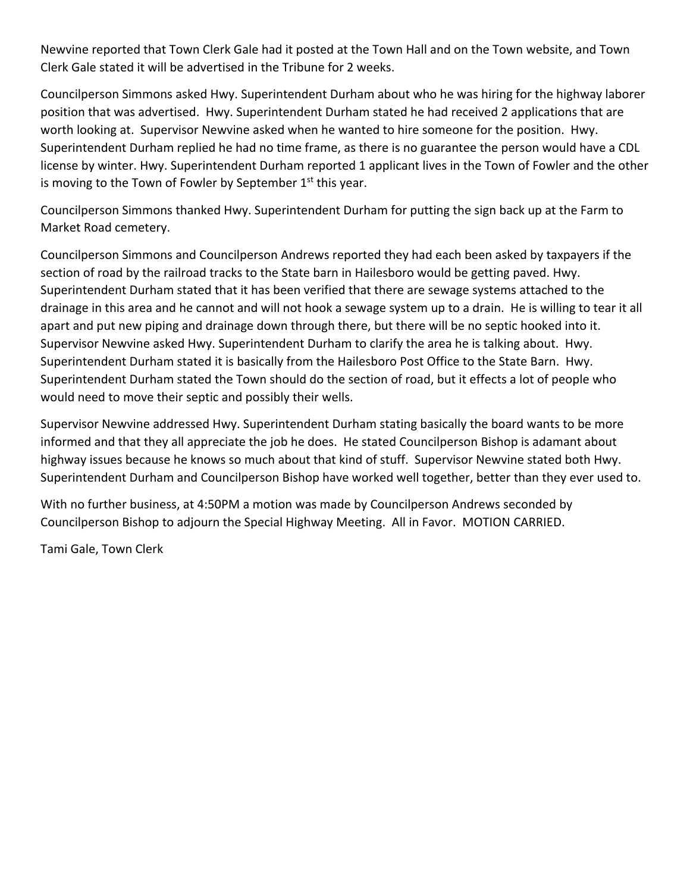Newvine reported that Town Clerk Gale had it posted at the Town Hall and on the Town website, and Town Clerk Gale stated it will be advertised in the Tribune for 2 weeks.

Councilperson Simmons asked Hwy. Superintendent Durham about who he was hiring for the highway laborer position that was advertised. Hwy. Superintendent Durham stated he had received 2 applications that are worth looking at. Supervisor Newvine asked when he wanted to hire someone for the position. Hwy. Superintendent Durham replied he had no time frame, as there is no guarantee the person would have a CDL license by winter. Hwy. Superintendent Durham reported 1 applicant lives in the Town of Fowler and the other is moving to the Town of Fowler by September 1st this year.

Councilperson Simmons thanked Hwy. Superintendent Durham for putting the sign back up at the Farm to Market Road cemetery.

Councilperson Simmons and Councilperson Andrews reported they had each been asked by taxpayers if the section of road by the railroad tracks to the State barn in Hailesboro would be getting paved. Hwy. Superintendent Durham stated that it has been verified that there are sewage systems attached to the drainage in this area and he cannot and will not hook a sewage system up to a drain. He is willing to tear it all apart and put new piping and drainage down through there, but there will be no septic hooked into it. Supervisor Newvine asked Hwy. Superintendent Durham to clarify the area he is talking about. Hwy. Superintendent Durham stated it is basically from the Hailesboro Post Office to the State Barn. Hwy. Superintendent Durham stated the Town should do the section of road, but it effects a lot of people who would need to move their septic and possibly their wells.

Supervisor Newvine addressed Hwy. Superintendent Durham stating basically the board wants to be more informed and that they all appreciate the job he does. He stated Councilperson Bishop is adamant about highway issues because he knows so much about that kind of stuff. Supervisor Newvine stated both Hwy. Superintendent Durham and Councilperson Bishop have worked well together, better than they ever used to.

With no further business, at 4:50PM a motion was made by Councilperson Andrews seconded by Councilperson Bishop to adjourn the Special Highway Meeting. All in Favor. MOTION CARRIED.

Tami Gale, Town Clerk